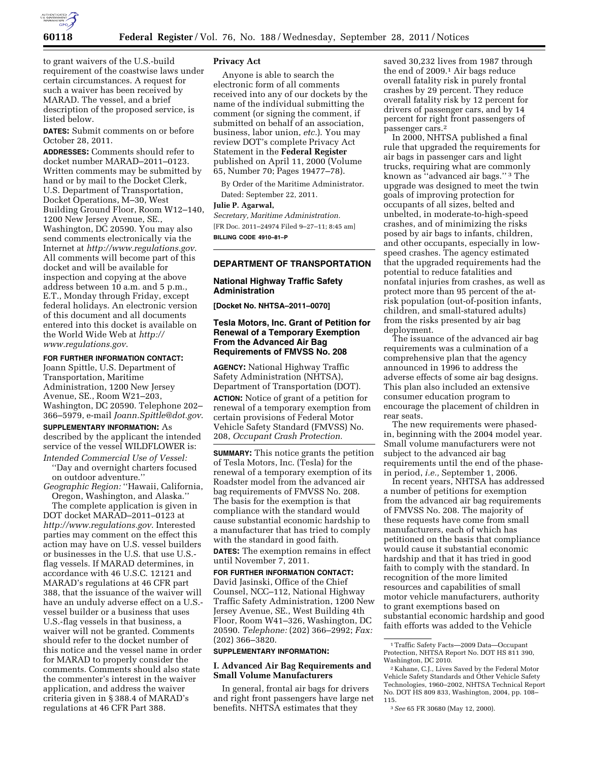to grant waivers of the U.S.-build requirement of the coastwise laws under certain circumstances. A request for such a waiver has been received by MARAD. The vessel, and a brief description of the proposed service, is listed below.

**DATES:** Submit comments on or before October 28, 2011.

**ADDRESSES:** Comments should refer to docket number MARAD–2011–0123. Written comments may be submitted by hand or by mail to the Docket Clerk, U.S. Department of Transportation, Docket Operations, M–30, West Building Ground Floor, Room W12–140, 1200 New Jersey Avenue, SE., Washington, DC 20590. You may also send comments electronically via the Internet at *http://www.regulations.gov*. All comments will become part of this docket and will be available for inspection and copying at the above address between 10 a.m. and 5 p.m., E.T., Monday through Friday, except federal holidays. An electronic version of this document and all documents entered into this docket is available on the World Wide Web at *http://www.regulations.gov*.

**FOR FURTHER INFORMATION CONTACT:** Joann Spittle, U.S. Department of Transportation, Maritime Administration, 1200 New Jersey Avenue, SE., Room W21–203, Washington, DC 20590. Telephone 202–366–5979, e-mail *Joann.Spittle@dot.gov*.

**SUPPLEMENTARY INFORMATION:** As described by the applicant the intended service of the vessel WILDFLOWER is:

*Intended Commercial Use of Vessel:* ''Day and overnight charters focused on outdoor adventure.''

*Geographic Region:* ''Hawaii, California, Oregon, Washington, and Alaska.''

The complete application is given in DOT docket MARAD–2011–0123 at *http://www.regulations.gov*. Interested parties may comment on the effect this action may have on U.S. vessel builders or businesses in the U.S. that use U.S.-flag vessels. If MARAD determines, in accordance with 46 U.S.C. 12121 and MARAD's regulations at 46 CFR part 388, that the issuance of the waiver will have an unduly adverse effect on a U.S.-vessel builder or a business that uses U.S.-flag vessels in that business, a waiver will not be granted. Comments should refer to the docket number of this notice and the vessel name in order for MARAD to properly consider the comments. Comments should also state the commenter's interest in the waiver application, and address the waiver criteria given in § 388.4 of MARAD's regulations at 46 CFR Part 388.

**Privacy Act**

Anyone is able to search the electronic form of all comments received into any of our dockets by the name of the individual submitting the comment (or signing the comment, if submitted on behalf of an association, business, labor union, *etc.*). You may review DOT's complete Privacy Act Statement in the **Federal Register** published on April 11, 2000 (Volume 65, Number 70; Pages 19477–78).

By Order of the Maritime Administrator.

Dated: September 22, 2011.

**Julie P. Agarwal,**

*Secretary, Maritime Administration.*

[FR Doc. 2011–24974 Filed 9–27–11; 8:45 am]

**BILLING CODE 4910–81–P**

## DEPARTMENT OF TRANSPORTATION

### National Highway Traffic Safety Administration

**[Docket No. NHTSA–2011–0070]**

### Tesla Motors, Inc. Grant of Petition for Renewal of a Temporary Exemption From the Advanced Air Bag Requirements of FMVSS No. 208

**AGENCY:** National Highway Traffic Safety Administration (NHTSA), Department of Transportation (DOT).

**ACTION:** Notice of grant of a petition for renewal of a temporary exemption from certain provisions of Federal Motor Vehicle Safety Standard (FMVSS) No. 208, *Occupant Crash Protection.*

**SUMMARY:** This notice grants the petition of Tesla Motors, Inc. (Tesla) for the renewal of a temporary exemption of its Roadster model from the advanced air bag requirements of FMVSS No. 208. The basis for the exemption is that compliance with the standard would cause substantial economic hardship to a manufacturer that has tried to comply with the standard in good faith.

**DATES:** The exemption remains in effect until November 7, 2011.

**FOR FURTHER INFORMATION CONTACT:** David Jasinski, Office of the Chief Counsel, NCC–112, National Highway Traffic Safety Administration, 1200 New Jersey Avenue, SE., West Building 4th Floor, Room W41–326, Washington, DC 20590. *Telephone:* (202) 366–2992; *Fax:* (202) 366–3820.

**SUPPLEMENTARY INFORMATION:**

**I. Advanced Air Bag Requirements and Small Volume Manufacturers**

In general, frontal air bags for drivers and right front passengers have large net benefits. NHTSA estimates that they saved 30,232 lives from 1987 through the end of 2009.[1] Air bags reduce overall fatality risk in purely frontal crashes by 29 percent. They reduce overall fatality risk by 12 percent for drivers of passenger cars, and by 14 percent for right front passengers of passenger cars.[2]

In 2000, NHTSA published a final rule that upgraded the requirements for air bags in passenger cars and light trucks, requiring what are commonly known as ''advanced air bags.''[3] The upgrade was designed to meet the twin goals of improving protection for occupants of all sizes, belted and unbelted, in moderate-to-high-speed crashes, and of minimizing the risks posed by air bags to infants, children, and other occupants, especially in low-speed crashes. The agency estimated that the upgraded requirements had the potential to reduce fatalities and nonfatal injuries from crashes, as well as protect more than 95 percent of the at-risk population (out-of-position infants, children, and small-statured adults) from the risks presented by air bag deployment.

The issuance of the advanced air bag requirements was a culmination of a comprehensive plan that the agency announced in 1996 to address the adverse effects of some air bag designs. This plan also included an extensive consumer education program to encourage the placement of children in rear seats.

The new requirements were phased-in, beginning with the 2004 model year. Small volume manufacturers were not subject to the advanced air bag requirements until the end of the phase-in period, *i.e.,* September 1, 2006.

In recent years, NHTSA has addressed a number of petitions for exemption from the advanced air bag requirements of FMVSS No. 208. The majority of these requests have come from small manufacturers, each of which has petitioned on the basis that compliance would cause it substantial economic hardship and that it has tried in good faith to comply with the standard. In recognition of the more limited resources and capabilities of small motor vehicle manufacturers, authority to grant exemptions based on substantial economic hardship and good faith efforts was added to the Vehicle

[1] Traffic Safety Facts—2009 Data—Occupant Protection, NHTSA Report No. DOT HS 811 390, Washington, DC 2010.

[2] Kahane, C.J., Lives Saved by the Federal Motor Vehicle Safety Standards and Other Vehicle Safety Technologies, 1960–2002, NHTSA Technical Report No. DOT HS 809 833, Washington, 2004, pp. 108–115.

[3] *See* 65 FR 30680 (May 12, 2000).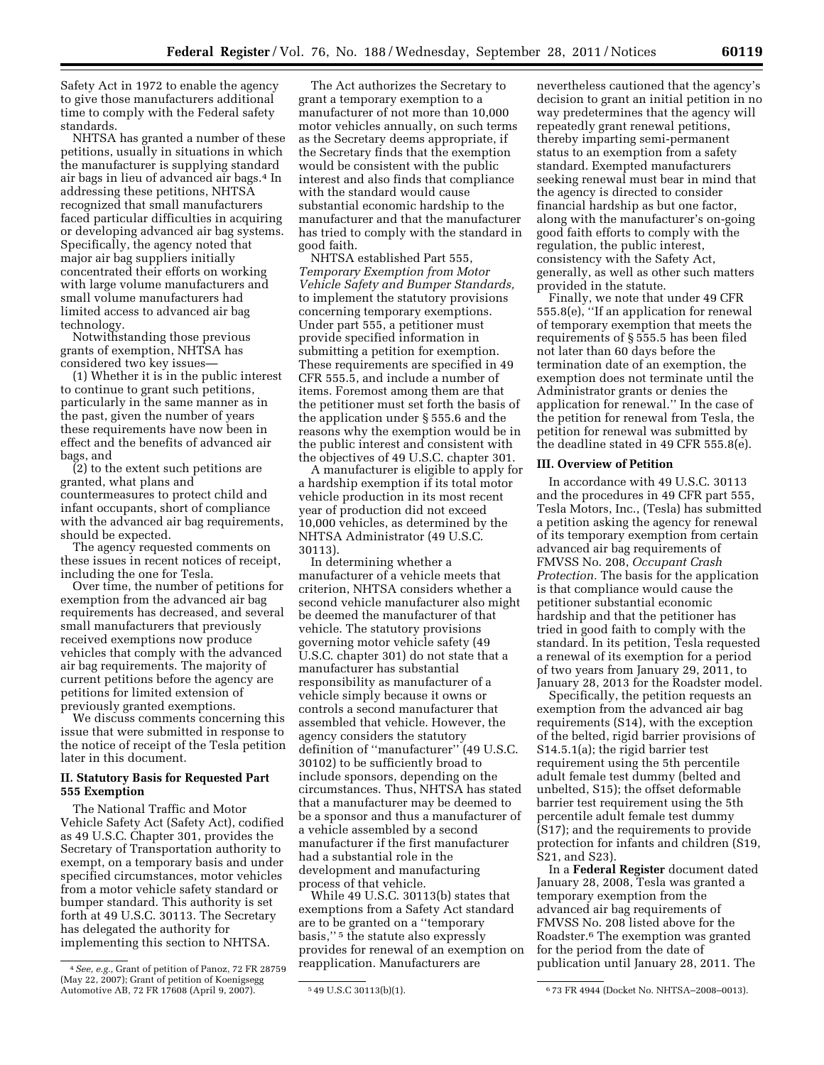Safety Act in 1972 to enable the agency to give those manufacturers additional time to comply with the Federal safety standards.

NHTSA has granted a number of these petitions, usually in situations in which the manufacturer is supplying standard air bags in lieu of advanced air bags.[4] In addressing these petitions, NHTSA recognized that small manufacturers faced particular difficulties in acquiring or developing advanced air bag systems. Specifically, the agency noted that major air bag suppliers initially concentrated their efforts on working with large volume manufacturers and small volume manufacturers had limited access to advanced air bag technology.

Notwithstanding those previous grants of exemption, NHTSA has considered two key issues—

(1) Whether it is in the public interest to continue to grant such petitions, particularly in the same manner as in the past, given the number of years these requirements have now been in effect and the benefits of advanced air bags, and

(2) to the extent such petitions are granted, what plans and countermeasures to protect child and infant occupants, short of compliance with the advanced air bag requirements, should be expected.

The agency requested comments on these issues in recent notices of receipt, including the one for Tesla.

Over time, the number of petitions for exemption from the advanced air bag requirements has decreased, and several small manufacturers that previously received exemptions now produce vehicles that comply with the advanced air bag requirements. The majority of current petitions before the agency are petitions for limited extension of previously granted exemptions.

We discuss comments concerning this issue that were submitted in response to the notice of receipt of the Tesla petition later in this document.

## II. Statutory Basis for Requested Part 555 Exemption

The National Traffic and Motor Vehicle Safety Act (Safety Act), codified as 49 U.S.C. Chapter 301, provides the Secretary of Transportation authority to exempt, on a temporary basis and under specified circumstances, motor vehicles from a motor vehicle safety standard or bumper standard. This authority is set forth at 49 U.S.C. 30113. The Secretary has delegated the authority for implementing this section to NHTSA.

The Act authorizes the Secretary to grant a temporary exemption to a manufacturer of not more than 10,000 motor vehicles annually, on such terms as the Secretary deems appropriate, if the Secretary finds that the exemption would be consistent with the public interest and also finds that compliance with the standard would cause substantial economic hardship to the manufacturer and that the manufacturer has tried to comply with the standard in good faith.

NHTSA established Part 555, *Temporary Exemption from Motor Vehicle Safety and Bumper Standards,* to implement the statutory provisions concerning temporary exemptions. Under part 555, a petitioner must provide specified information in submitting a petition for exemption. These requirements are specified in 49 CFR 555.5, and include a number of items. Foremost among them are that the petitioner must set forth the basis of the application under § 555.6 and the reasons why the exemption would be in the public interest and consistent with the objectives of 49 U.S.C. chapter 301.

A manufacturer is eligible to apply for a hardship exemption if its total motor vehicle production in its most recent year of production did not exceed 10,000 vehicles, as determined by the NHTSA Administrator (49 U.S.C. 30113).

In determining whether a manufacturer of a vehicle meets that criterion, NHTSA considers whether a second vehicle manufacturer also might be deemed the manufacturer of that vehicle. The statutory provisions governing motor vehicle safety (49 U.S.C. chapter 301) do not state that a manufacturer has substantial responsibility as manufacturer of a vehicle simply because it owns or controls a second manufacturer that assembled that vehicle. However, the agency considers the statutory definition of ''manufacturer'' (49 U.S.C. 30102) to be sufficiently broad to include sponsors, depending on the circumstances. Thus, NHTSA has stated that a manufacturer may be deemed to be a sponsor and thus a manufacturer of a vehicle assembled by a second manufacturer if the first manufacturer had a substantial role in the development and manufacturing process of that vehicle.

While 49 U.S.C. 30113(b) states that exemptions from a Safety Act standard are to be granted on a ''temporary basis,'' [5] the statute also expressly provides for renewal of an exemption on reapplication. Manufacturers are nevertheless cautioned that the agency's decision to grant an initial petition in no way predetermines that the agency will repeatedly grant renewal petitions, thereby imparting semi-permanent status to an exemption from a safety standard. Exempted manufacturers seeking renewal must bear in mind that the agency is directed to consider financial hardship as but one factor, along with the manufacturer's on-going good faith efforts to comply with the regulation, the public interest, consistency with the Safety Act, generally, as well as other such matters provided in the statute.

Finally, we note that under 49 CFR 555.8(e), ''If an application for renewal of temporary exemption that meets the requirements of § 555.5 has been filed not later than 60 days before the termination date of an exemption, the exemption does not terminate until the Administrator grants or denies the application for renewal.'' In the case of the petition for renewal from Tesla, the petition for renewal was submitted by the deadline stated in 49 CFR 555.8(e).

## III. Overview of Petition

In accordance with 49 U.S.C. 30113 and the procedures in 49 CFR part 555, Tesla Motors, Inc., (Tesla) has submitted a petition asking the agency for renewal of its temporary exemption from certain advanced air bag requirements of FMVSS No. 208, *Occupant Crash Protection.* The basis for the application is that compliance would cause the petitioner substantial economic hardship and that the petitioner has tried in good faith to comply with the standard. In its petition, Tesla requested a renewal of its exemption for a period of two years from January 29, 2011, to January 28, 2013 for the Roadster model.

Specifically, the petition requests an exemption from the advanced air bag requirements (S14), with the exception of the belted, rigid barrier provisions of S14.5.1(a); the rigid barrier test requirement using the 5th percentile adult female test dummy (belted and unbelted, S15); the offset deformable barrier test requirement using the 5th percentile adult female test dummy (S17); and the requirements to provide protection for infants and children (S19, S21, and S23).

In a **Federal Register** document dated January 28, 2008, Tesla was granted a temporary exemption from the advanced air bag requirements of FMVSS No. 208 listed above for the Roadster.[6] The exemption was granted for the period from the date of publication until January 28, 2011. The

---

[4] *See, e.g.,* Grant of petition of Panoz, 72 FR 28759 (May 22, 2007); Grant of petition of Koenigsegg Automotive AB, 72 FR 17608 (April 9, 2007).

[5] 49 U.S.C 30113(b)(1).

[6] 73 FR 4944 (Docket No. NHTSA–2008–0013).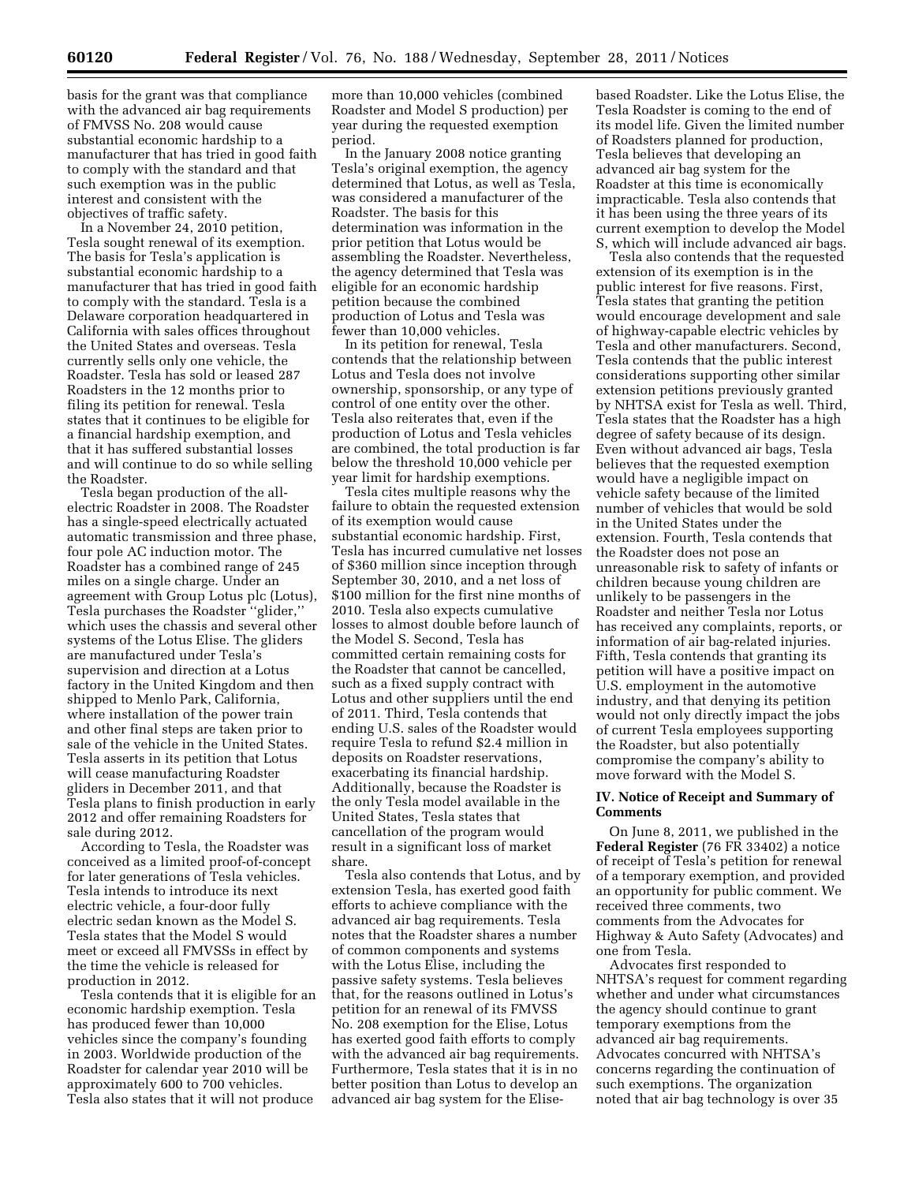basis for the grant was that compliance with the advanced air bag requirements of FMVSS No. 208 would cause substantial economic hardship to a manufacturer that has tried in good faith to comply with the standard and that such exemption was in the public interest and consistent with the objectives of traffic safety.

In a November 24, 2010 petition, Tesla sought renewal of its exemption. The basis for Tesla's application is substantial economic hardship to a manufacturer that has tried in good faith to comply with the standard. Tesla is a Delaware corporation headquartered in California with sales offices throughout the United States and overseas. Tesla currently sells only one vehicle, the Roadster. Tesla has sold or leased 287 Roadsters in the 12 months prior to filing its petition for renewal. Tesla states that it continues to be eligible for a financial hardship exemption, and that it has suffered substantial losses and will continue to do so while selling the Roadster.

Tesla began production of the all-electric Roadster in 2008. The Roadster has a single-speed electrically actuated automatic transmission and three phase, four pole AC induction motor. The Roadster has a combined range of 245 miles on a single charge. Under an agreement with Group Lotus plc (Lotus), Tesla purchases the Roadster "glider," which uses the chassis and several other systems of the Lotus Elise. The gliders are manufactured under Tesla's supervision and direction at a Lotus factory in the United Kingdom and then shipped to Menlo Park, California, where installation of the power train and other final steps are taken prior to sale of the vehicle in the United States. Tesla asserts in its petition that Lotus will cease manufacturing Roadster gliders in December 2011, and that Tesla plans to finish production in early 2012 and offer remaining Roadsters for sale during 2012.

According to Tesla, the Roadster was conceived as a limited proof-of-concept for later generations of Tesla vehicles. Tesla intends to introduce its next electric vehicle, a four-door fully electric sedan known as the Model S. Tesla states that the Model S would meet or exceed all FMVSSs in effect by the time the vehicle is released for production in 2012.

Tesla contends that it is eligible for an economic hardship exemption. Tesla has produced fewer than 10,000 vehicles since the company's founding in 2003. Worldwide production of the Roadster for calendar year 2010 will be approximately 600 to 700 vehicles. Tesla also states that it will not produce more than 10,000 vehicles (combined Roadster and Model S production) per year during the requested exemption period.

In the January 2008 notice granting Tesla's original exemption, the agency determined that Lotus, as well as Tesla, was considered a manufacturer of the Roadster. The basis for this determination was information in the prior petition that Lotus would be assembling the Roadster. Nevertheless, the agency determined that Tesla was eligible for an economic hardship petition because the combined production of Lotus and Tesla was fewer than 10,000 vehicles.

In its petition for renewal, Tesla contends that the relationship between Lotus and Tesla does not involve ownership, sponsorship, or any type of control of one entity over the other. Tesla also reiterates that, even if the production of Lotus and Tesla vehicles are combined, the total production is far below the threshold 10,000 vehicle per year limit for hardship exemptions.

Tesla cites multiple reasons why the failure to obtain the requested extension of its exemption would cause substantial economic hardship. First, Tesla has incurred cumulative net losses of $360 million since inception through September 30, 2010, and a net loss of $100 million for the first nine months of 2010. Tesla also expects cumulative losses to almost double before launch of the Model S. Second, Tesla has committed certain remaining costs for the Roadster that cannot be cancelled, such as a fixed supply contract with Lotus and other suppliers until the end of 2011. Third, Tesla contends that ending U.S. sales of the Roadster would require Tesla to refund $2.4 million in deposits on Roadster reservations, exacerbating its financial hardship. Additionally, because the Roadster is the only Tesla model available in the United States, Tesla states that cancellation of the program would result in a significant loss of market share.

Tesla also contends that Lotus, and by extension Tesla, has exerted good faith efforts to achieve compliance with the advanced air bag requirements. Tesla notes that the Roadster shares a number of common components and systems with the Lotus Elise, including the passive safety systems. Tesla believes that, for the reasons outlined in Lotus's petition for an renewal of its FMVSS No. 208 exemption for the Elise, Lotus has exerted good faith efforts to comply with the advanced air bag requirements. Furthermore, Tesla states that it is in no better position than Lotus to develop an advanced air bag system for the Elise-based Roadster. Like the Lotus Elise, the Tesla Roadster is coming to the end of its model life. Given the limited number of Roadsters planned for production, Tesla believes that developing an advanced air bag system for the Roadster at this time is economically impracticable. Tesla also contends that it has been using the three years of its current exemption to develop the Model S, which will include advanced air bags.

Tesla also contends that the requested extension of its exemption is in the public interest for five reasons. First, Tesla states that granting the petition would encourage development and sale of highway-capable electric vehicles by Tesla and other manufacturers. Second, Tesla contends that the public interest considerations supporting other similar extension petitions previously granted by NHTSA exist for Tesla as well. Third, Tesla states that the Roadster has a high degree of safety because of its design. Even without advanced air bags, Tesla believes that the requested exemption would have a negligible impact on vehicle safety because of the limited number of vehicles that would be sold in the United States under the extension. Fourth, Tesla contends that the Roadster does not pose an unreasonable risk to safety of infants or children because young children are unlikely to be passengers in the Roadster and neither Tesla nor Lotus has received any complaints, reports, or information of air bag-related injuries. Fifth, Tesla contends that granting its petition will have a positive impact on U.S. employment in the automotive industry, and that denying its petition would not only directly impact the jobs of current Tesla employees supporting the Roadster, but also potentially compromise the company's ability to move forward with the Model S.

## IV. Notice of Receipt and Summary of Comments

On June 8, 2011, we published in the **Federal Register** (76 FR 33402) a notice of receipt of Tesla's petition for renewal of a temporary exemption, and provided an opportunity for public comment. We received three comments, two comments from the Advocates for Highway & Auto Safety (Advocates) and one from Tesla.

Advocates first responded to NHTSA's request for comment regarding whether and under what circumstances the agency should continue to grant temporary exemptions from the advanced air bag requirements. Advocates concurred with NHTSA's concerns regarding the continuation of such exemptions. The organization noted that air bag technology is over 35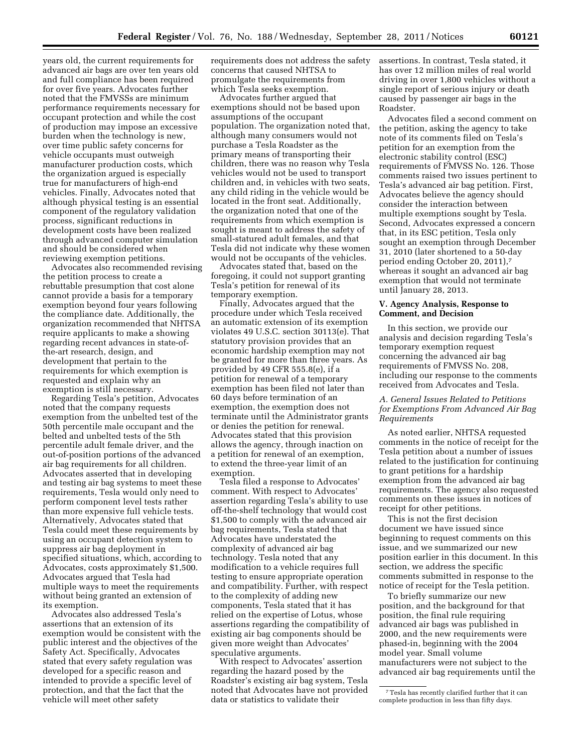years old, the current requirements for advanced air bags are over ten years old and full compliance has been required for over five years. Advocates further noted that the FMVSSs are minimum performance requirements necessary for occupant protection and while the cost of production may impose an excessive burden when the technology is new, over time public safety concerns for vehicle occupants must outweigh manufacturer production costs, which the organization argued is especially true for manufacturers of high-end vehicles. Finally, Advocates noted that although physical testing is an essential component of the regulatory validation process, significant reductions in development costs have been realized through advanced computer simulation and should be considered when reviewing exemption petitions.

Advocates also recommended revising the petition process to create a rebuttable presumption that cost alone cannot provide a basis for a temporary exemption beyond four years following the compliance date. Additionally, the organization recommended that NHTSA require applicants to make a showing regarding recent advances in state-of-the-art research, design, and development that pertain to the requirements for which exemption is requested and explain why an exemption is still necessary.

Regarding Tesla's petition, Advocates noted that the company requests exemption from the unbelted test of the 50th percentile male occupant and the belted and unbelted tests of the 5th percentile adult female driver, and the out-of-position portions of the advanced air bag requirements for all children. Advocates asserted that in developing and testing air bag systems to meet these requirements, Tesla would only need to perform component level tests rather than more expensive full vehicle tests. Alternatively, Advocates stated that Tesla could meet these requirements by using an occupant detection system to suppress air bag deployment in specified situations, which, according to Advocates, costs approximately $1,500. Advocates argued that Tesla had multiple ways to meet the requirements without being granted an extension of its exemption.

Advocates also addressed Tesla's assertions that an extension of its exemption would be consistent with the public interest and the objectives of the Safety Act. Specifically, Advocates stated that every safety regulation was developed for a specific reason and intended to provide a specific level of protection, and that the fact that the vehicle will meet other safety requirements does not address the safety concerns that caused NHTSA to promulgate the requirements from which Tesla seeks exemption.

Advocates further argued that exemptions should not be based upon assumptions of the occupant population. The organization noted that, although many consumers would not purchase a Tesla Roadster as the primary means of transporting their children, there was no reason why Tesla vehicles would not be used to transport children and, in vehicles with two seats, any child riding in the vehicle would be located in the front seat. Additionally, the organization noted that one of the requirements from which exemption is sought is meant to address the safety of small-statured adult females, and that Tesla did not indicate why these women would not be occupants of the vehicles.

Advocates stated that, based on the foregoing, it could not support granting Tesla's petition for renewal of its temporary exemption.

Finally, Advocates argued that the procedure under which Tesla received an automatic extension of its exemption violates 49 U.S.C. section 30113(e). That statutory provision provides that an economic hardship exemption may not be granted for more than three years. As provided by 49 CFR 555.8(e), if a petition for renewal of a temporary exemption has been filed not later than 60 days before termination of an exemption, the exemption does not terminate until the Administrator grants or denies the petition for renewal. Advocates stated that this provision allows the agency, through inaction on a petition for renewal of an exemption, to extend the three-year limit of an exemption.

Tesla filed a response to Advocates' comment. With respect to Advocates' assertion regarding Tesla's ability to use off-the-shelf technology that would cost $1,500 to comply with the advanced air bag requirements, Tesla stated that Advocates have understated the complexity of advanced air bag technology. Tesla noted that any modification to a vehicle requires full testing to ensure appropriate operation and compatibility. Further, with respect to the complexity of adding new components, Tesla stated that it has relied on the expertise of Lotus, whose assertions regarding the compatibility of existing air bag components should be given more weight than Advocates' speculative arguments.

With respect to Advocates' assertion regarding the hazard posed by the Roadster's existing air bag system, Tesla noted that Advocates have not provided data or statistics to validate their assertions. In contrast, Tesla stated, it has over 12 million miles of real world driving in over 1,800 vehicles without a single report of serious injury or death caused by passenger air bags in the Roadster.

Advocates filed a second comment on the petition, asking the agency to take note of its comments filed on Tesla's petition for an exemption from the electronic stability control (ESC) requirements of FMVSS No. 126. Those comments raised two issues pertinent to Tesla's advanced air bag petition. First, Advocates believe the agency should consider the interaction between multiple exemptions sought by Tesla. Second, Advocates expressed a concern that, in its ESC petition, Tesla only sought an exemption through December 31, 2010 (later shortened to a 50-day period ending October 20, 2011),[7] whereas it sought an advanced air bag exemption that would not terminate until January 28, 2013.

## V. Agency Analysis, Response to Comment, and Decision

In this section, we provide our analysis and decision regarding Tesla's temporary exemption request concerning the advanced air bag requirements of FMVSS No. 208, including our response to the comments received from Advocates and Tesla.

### *A. General Issues Related to Petitions for Exemptions From Advanced Air Bag Requirements*

As noted earlier, NHTSA requested comments in the notice of receipt for the Tesla petition about a number of issues related to the justification for continuing to grant petitions for a hardship exemption from the advanced air bag requirements. The agency also requested comments on these issues in notices of receipt for other petitions.

This is not the first decision document we have issued since beginning to request comments on this issue, and we summarized our new position earlier in this document. In this section, we address the specific comments submitted in response to the notice of receipt for the Tesla petition.

To briefly summarize our new position, and the background for that position, the final rule requiring advanced air bags was published in 2000, and the new requirements were phased-in, beginning with the 2004 model year. Small volume manufacturers were not subject to the advanced air bag requirements until the

---

[7] Tesla has recently clarified further that it can complete production in less than fifty days.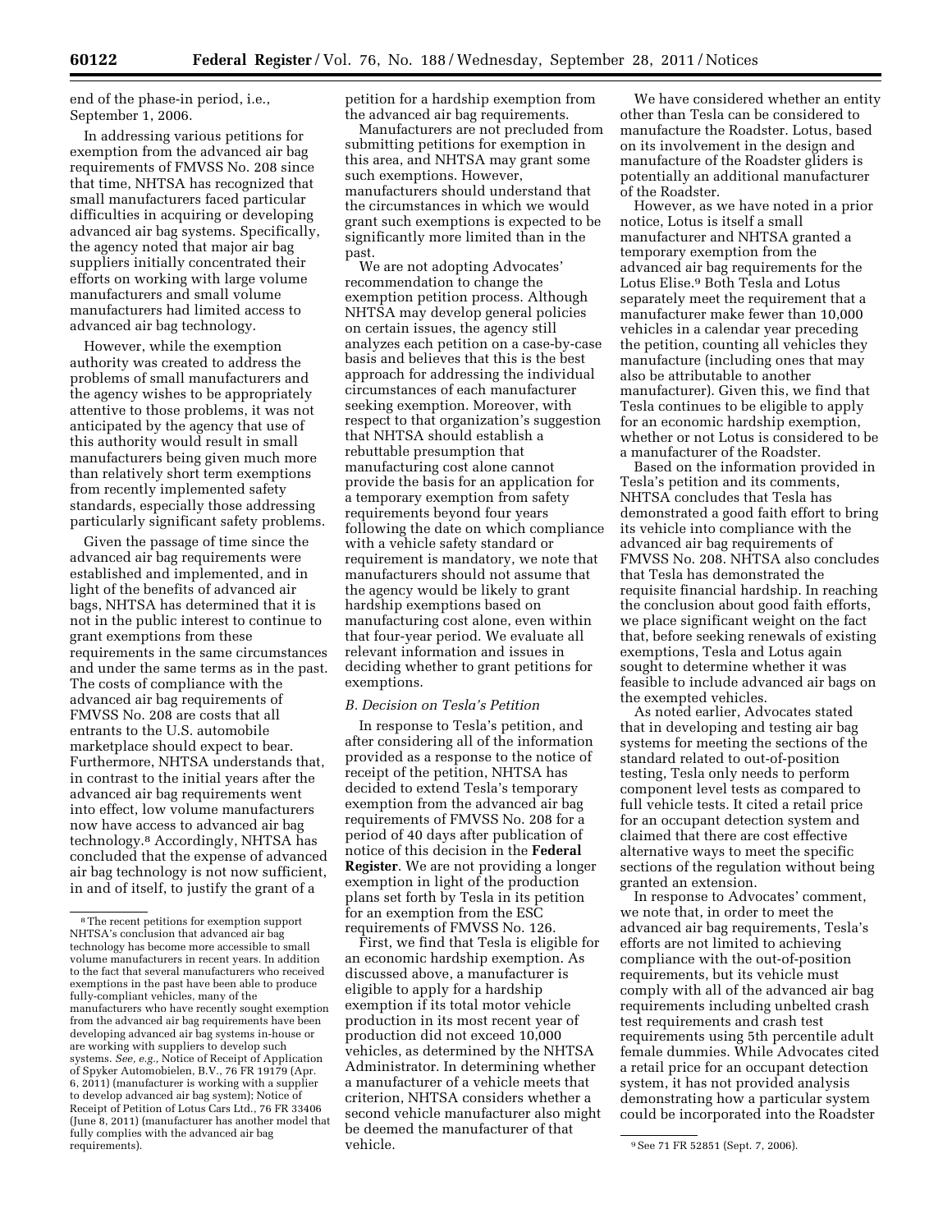end of the phase-in period, i.e., September 1, 2006.

In addressing various petitions for exemption from the advanced air bag requirements of FMVSS No. 208 since that time, NHTSA has recognized that small manufacturers faced particular difficulties in acquiring or developing advanced air bag systems. Specifically, the agency noted that major air bag suppliers initially concentrated their efforts on working with large volume manufacturers and small volume manufacturers had limited access to advanced air bag technology.

However, while the exemption authority was created to address the problems of small manufacturers and the agency wishes to be appropriately attentive to those problems, it was not anticipated by the agency that use of this authority would result in small manufacturers being given much more than relatively short term exemptions from recently implemented safety standards, especially those addressing particularly significant safety problems.

Given the passage of time since the advanced air bag requirements were established and implemented, and in light of the benefits of advanced air bags, NHTSA has determined that it is not in the public interest to continue to grant exemptions from these requirements in the same circumstances and under the same terms as in the past. The costs of compliance with the advanced air bag requirements of FMVSS No. 208 are costs that all entrants to the U.S. automobile marketplace should expect to bear. Furthermore, NHTSA understands that, in contrast to the initial years after the advanced air bag requirements went into effect, low volume manufacturers now have access to advanced air bag technology.[8] Accordingly, NHTSA has concluded that the expense of advanced air bag technology is not now sufficient, in and of itself, to justify the grant of a petition for a hardship exemption from the advanced air bag requirements.

Manufacturers are not precluded from submitting petitions for exemption in this area, and NHTSA may grant some such exemptions. However, manufacturers should understand that the circumstances in which we would grant such exemptions is expected to be significantly more limited than in the past.

We are not adopting Advocates' recommendation to change the exemption petition process. Although NHTSA may develop general policies on certain issues, the agency still analyzes each petition on a case-by-case basis and believes that this is the best approach for addressing the individual circumstances of each manufacturer seeking exemption. Moreover, with respect to that organization's suggestion that NHTSA should establish a rebuttable presumption that manufacturing cost alone cannot provide the basis for an application for a temporary exemption from safety requirements beyond four years following the date on which compliance with a vehicle safety standard or requirement is mandatory, we note that manufacturers should not assume that the agency would be likely to grant hardship exemptions based on manufacturing cost alone, even within that four-year period. We evaluate all relevant information and issues in deciding whether to grant petitions for exemptions.

### *B. Decision on Tesla's Petition*

In response to Tesla's petition, and after considering all of the information provided as a response to the notice of receipt of the petition, NHTSA has decided to extend Tesla's temporary exemption from the advanced air bag requirements of FMVSS No. 208 for a period of 40 days after publication of notice of this decision in the **Federal Register**. We are not providing a longer exemption in light of the production plans set forth by Tesla in its petition for an exemption from the ESC requirements of FMVSS No. 126.

First, we find that Tesla is eligible for an economic hardship exemption. As discussed above, a manufacturer is eligible to apply for a hardship exemption if its total motor vehicle production in its most recent year of production did not exceed 10,000 vehicles, as determined by the NHTSA Administrator. In determining whether a manufacturer of a vehicle meets that criterion, NHTSA considers whether a second vehicle manufacturer also might be deemed the manufacturer of that vehicle.

We have considered whether an entity other than Tesla can be considered to manufacture the Roadster. Lotus, based on its involvement in the design and manufacture of the Roadster gliders is potentially an additional manufacturer of the Roadster.

However, as we have noted in a prior notice, Lotus is itself a small manufacturer and NHTSA granted a temporary exemption from the advanced air bag requirements for the Lotus Elise.[9] Both Tesla and Lotus separately meet the requirement that a manufacturer make fewer than 10,000 vehicles in a calendar year preceding the petition, counting all vehicles they manufacture (including ones that may also be attributable to another manufacturer). Given this, we find that Tesla continues to be eligible to apply for an economic hardship exemption, whether or not Lotus is considered to be a manufacturer of the Roadster.

Based on the information provided in Tesla's petition and its comments, NHTSA concludes that Tesla has demonstrated a good faith effort to bring its vehicle into compliance with the advanced air bag requirements of FMVSS No. 208. NHTSA also concludes that Tesla has demonstrated the requisite financial hardship. In reaching the conclusion about good faith efforts, we place significant weight on the fact that, before seeking renewals of existing exemptions, Tesla and Lotus again sought to determine whether it was feasible to include advanced air bags on the exempted vehicles.

As noted earlier, Advocates stated that in developing and testing air bag systems for meeting the sections of the standard related to out-of-position testing, Tesla only needs to perform component level tests as compared to full vehicle tests. It cited a retail price for an occupant detection system and claimed that there are cost effective alternative ways to meet the specific sections of the regulation without being granted an extension.

In response to Advocates' comment, we note that, in order to meet the advanced air bag requirements, Tesla's efforts are not limited to achieving compliance with the out-of-position requirements, but its vehicle must comply with all of the advanced air bag requirements including unbelted crash test requirements and crash test requirements using 5th percentile adult female dummies. While Advocates cited a retail price for an occupant detection system, it has not provided analysis demonstrating how a particular system could be incorporated into the Roadster

---

[8] The recent petitions for exemption support NHTSA's conclusion that advanced air bag technology has become more accessible to small volume manufacturers in recent years. In addition to the fact that several manufacturers who received exemptions in the past have been able to produce fully-compliant vehicles, many of the manufacturers who have recently sought exemption from the advanced air bag requirements have been developing advanced air bag systems in-house or are working with suppliers to develop such systems. *See, e.g.,* Notice of Receipt of Application of Spyker Automobielen, B.V., 76 FR 19179 (Apr. 6, 2011) (manufacturer is working with a supplier to develop advanced air bag system); Notice of Receipt of Petition of Lotus Cars Ltd., 76 FR 33406 (June 8, 2011) (manufacturer has another model that fully complies with the advanced air bag requirements).

[9] See 71 FR 52851 (Sept. 7, 2006).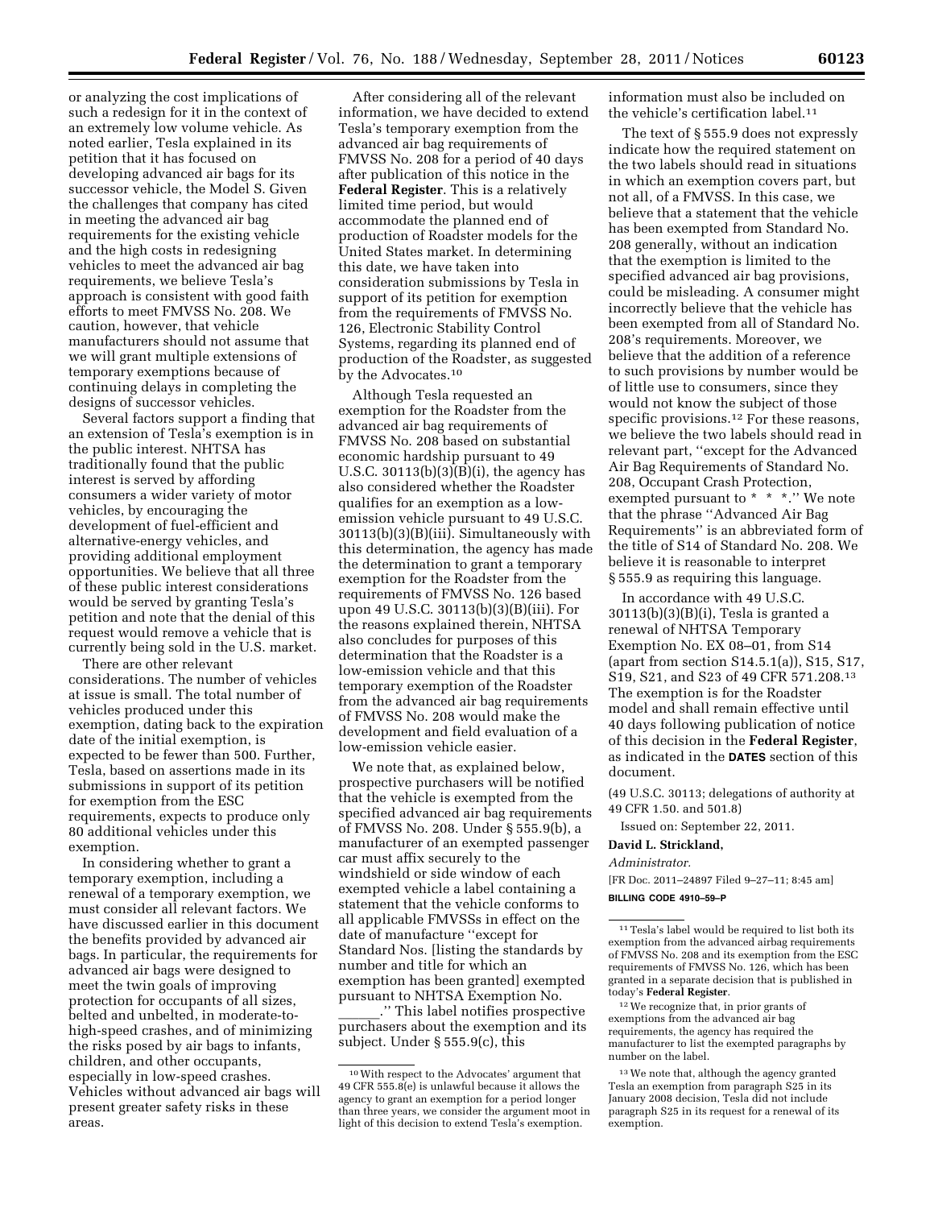or analyzing the cost implications of such a redesign for it in the context of an extremely low volume vehicle. As noted earlier, Tesla explained in its petition that it has focused on developing advanced air bags for its successor vehicle, the Model S. Given the challenges that company has cited in meeting the advanced air bag requirements for the existing vehicle and the high costs in redesigning vehicles to meet the advanced air bag requirements, we believe Tesla's approach is consistent with good faith efforts to meet FMVSS No. 208. We caution, however, that vehicle manufacturers should not assume that we will grant multiple extensions of temporary exemptions because of continuing delays in completing the designs of successor vehicles.

Several factors support a finding that an extension of Tesla's exemption is in the public interest. NHTSA has traditionally found that the public interest is served by affording consumers a wider variety of motor vehicles, by encouraging the development of fuel-efficient and alternative-energy vehicles, and providing additional employment opportunities. We believe that all three of these public interest considerations would be served by granting Tesla's petition and note that the denial of this request would remove a vehicle that is currently being sold in the U.S. market.

There are other relevant considerations. The number of vehicles at issue is small. The total number of vehicles produced under this exemption, dating back to the expiration date of the initial exemption, is expected to be fewer than 500. Further, Tesla, based on assertions made in its submissions in support of its petition for exemption from the ESC requirements, expects to produce only 80 additional vehicles under this exemption.

In considering whether to grant a temporary exemption, including a renewal of a temporary exemption, we must consider all relevant factors. We have discussed earlier in this document the benefits provided by advanced air bags. In particular, the requirements for advanced air bags were designed to meet the twin goals of improving protection for occupants of all sizes, belted and unbelted, in moderate-to-high-speed crashes, and of minimizing the risks posed by air bags to infants, children, and other occupants, especially in low-speed crashes. Vehicles without advanced air bags will present greater safety risks in these areas.

After considering all of the relevant information, we have decided to extend Tesla's temporary exemption from the advanced air bag requirements of FMVSS No. 208 for a period of 40 days after publication of this notice in the **Federal Register**. This is a relatively limited time period, but would accommodate the planned end of production of Roadster models for the United States market. In determining this date, we have taken into consideration submissions by Tesla in support of its petition for exemption from the requirements of FMVSS No. 126, Electronic Stability Control Systems, regarding its planned end of production of the Roadster, as suggested by the Advocates.[10]

Although Tesla requested an exemption for the Roadster from the advanced air bag requirements of FMVSS No. 208 based on substantial economic hardship pursuant to 49 U.S.C. 30113(b)(3)(B)(i), the agency has also considered whether the Roadster qualifies for an exemption as a low-emission vehicle pursuant to 49 U.S.C. 30113(b)(3)(B)(iii). Simultaneously with this determination, the agency has made the determination to grant a temporary exemption for the Roadster from the requirements of FMVSS No. 126 based upon 49 U.S.C. 30113(b)(3)(B)(iii). For the reasons explained therein, NHTSA also concludes for purposes of this determination that the Roadster is a low-emission vehicle and that this temporary exemption of the Roadster from the advanced air bag requirements of FMVSS No. 208 would make the development and field evaluation of a low-emission vehicle easier.

We note that, as explained below, prospective purchasers will be notified that the vehicle is exempted from the specified advanced air bag requirements of FMVSS No. 208. Under § 555.9(b), a manufacturer of an exempted passenger car must affix securely to the windshield or side window of each exempted vehicle a label containing a statement that the vehicle conforms to all applicable FMVSSs in effect on the date of manufacture ''except for Standard Nos. [listing the standards by number and title for which an exemption has been granted] exempted pursuant to NHTSA Exemption No. ______.'' This label notifies prospective purchasers about the exemption and its subject. Under § 555.9(c), this information must also be included on the vehicle's certification label.[11]

The text of § 555.9 does not expressly indicate how the required statement on the two labels should read in situations in which an exemption covers part, but not all, of a FMVSS. In this case, we believe that a statement that the vehicle has been exempted from Standard No. 208 generally, without an indication that the exemption is limited to the specified advanced air bag provisions, could be misleading. A consumer might incorrectly believe that the vehicle has been exempted from all of Standard No. 208's requirements. Moreover, we believe that the addition of a reference to such provisions by number would be of little use to consumers, since they would not know the subject of those specific provisions.[12] For these reasons, we believe the two labels should read in relevant part, ''except for the Advanced Air Bag Requirements of Standard No. 208, Occupant Crash Protection, exempted pursuant to * * *.'' We note that the phrase ''Advanced Air Bag Requirements'' is an abbreviated form of the title of S14 of Standard No. 208. We believe it is reasonable to interpret § 555.9 as requiring this language.

In accordance with 49 U.S.C. 30113(b)(3)(B)(i), Tesla is granted a renewal of NHTSA Temporary Exemption No. EX 08–01, from S14 (apart from section S14.5.1(a)), S15, S17, S19, S21, and S23 of 49 CFR 571.208.[13] The exemption is for the Roadster model and shall remain effective until 40 days following publication of notice of this decision in the **Federal Register**, as indicated in the **DATES** section of this document.

(49 U.S.C. 30113; delegations of authority at 49 CFR 1.50. and 501.8)

Issued on: September 22, 2011.

**David L. Strickland,**

*Administrator.*

[FR Doc. 2011–24897 Filed 9–27–11; 8:45 am]

**BILLING CODE 4910–59–P**

---

[10] With respect to the Advocates' argument that 49 CFR 555.8(e) is unlawful because it allows the agency to grant an exemption for a period longer than three years, we consider the argument moot in light of this decision to extend Tesla's exemption.

[11] Tesla's label would be required to list both its exemption from the advanced airbag requirements of FMVSS No. 208 and its exemption from the ESC requirements of FMVSS No. 126, which has been granted in a separate decision that is published in today's **Federal Register**.

[12] We recognize that, in prior grants of exemptions from the advanced air bag requirements, the agency has required the manufacturer to list the exempted paragraphs by number on the label.

[13] We note that, although the agency granted Tesla an exemption from paragraph S25 in its January 2008 decision, Tesla did not include paragraph S25 in its request for a renewal of its exemption.